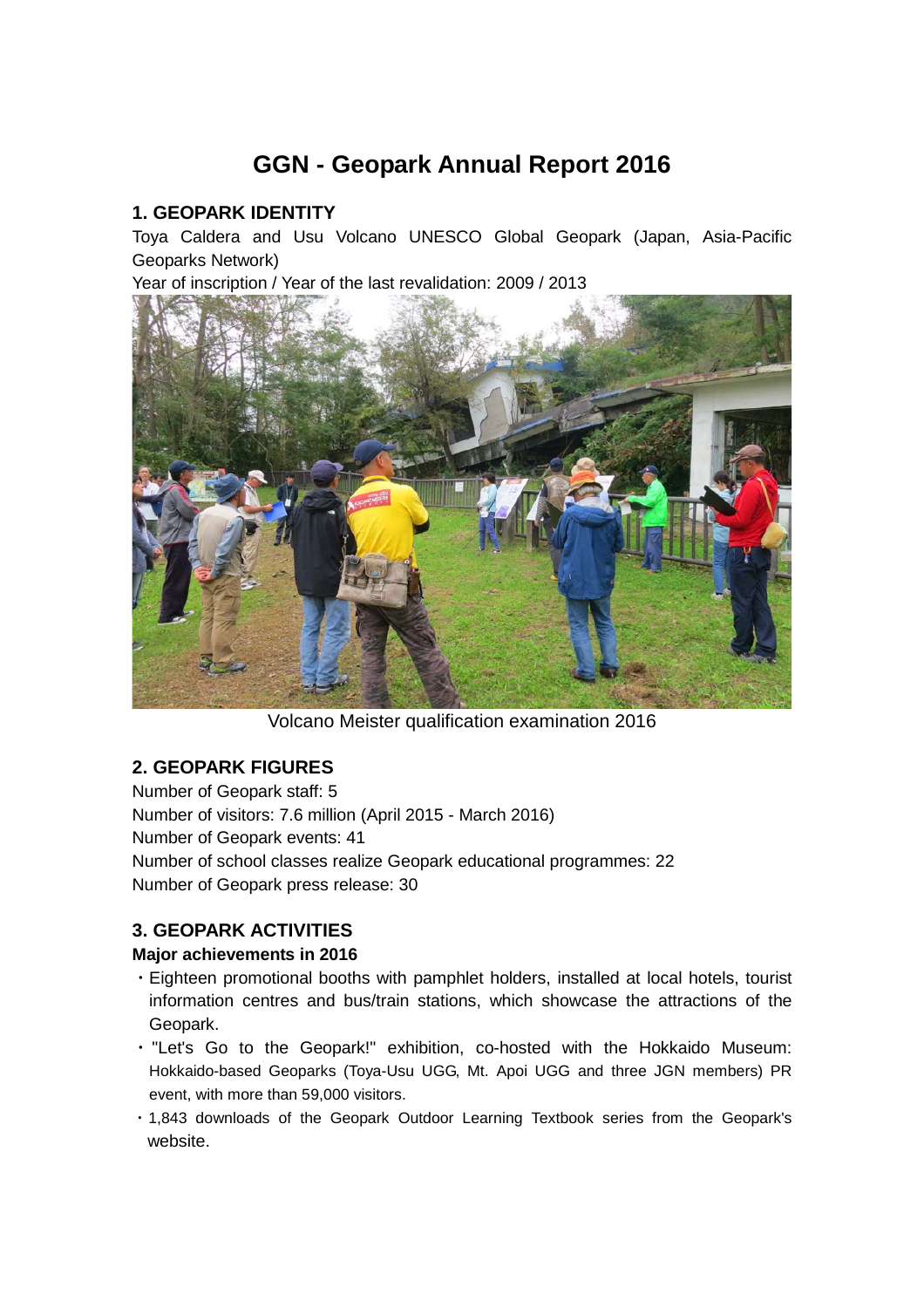# GGN - Geopark Annual Report 2016

## 1. GEOPARK IDENTITY

Toya Caldera and Usu Volcano UNESCO Global Geopark (Japan, Asia-Pacific Geoparks Network)

Year of inscription / Year of the last revalidation: 2009 / 2013

Volcano Meister qualification examination 2016

## 2. GEOPARK FIGURES

Number of Geopark staff: 5

Number of visitors: 7.6 million (April 2015 - March 2016)

Number of Geopark events: 41

Number of school classes realize Geopark educational programmes: 22

Number of Geopark press release: 30

## 3. GEOPARK ACTIVITIES

### Major achievements in 2016

- Eighteen promotional booths with pamphlet holders, installed at local hotels, tourist information centres and bus/train stations, which showcase the attractions of the Geopark.
- "Let's Go to the Geopark!" exhibition, co-hosted with the Hokkaido Museum: Hokkaido-based Geoparks (Toya-Usu UGG, Mt. Apoi UGG and three JGN members) PR event, with more than 59,000 visitors.
- 1,843 downloads of the Geopark Outdoor Learning Textbook series from the Geopark's website.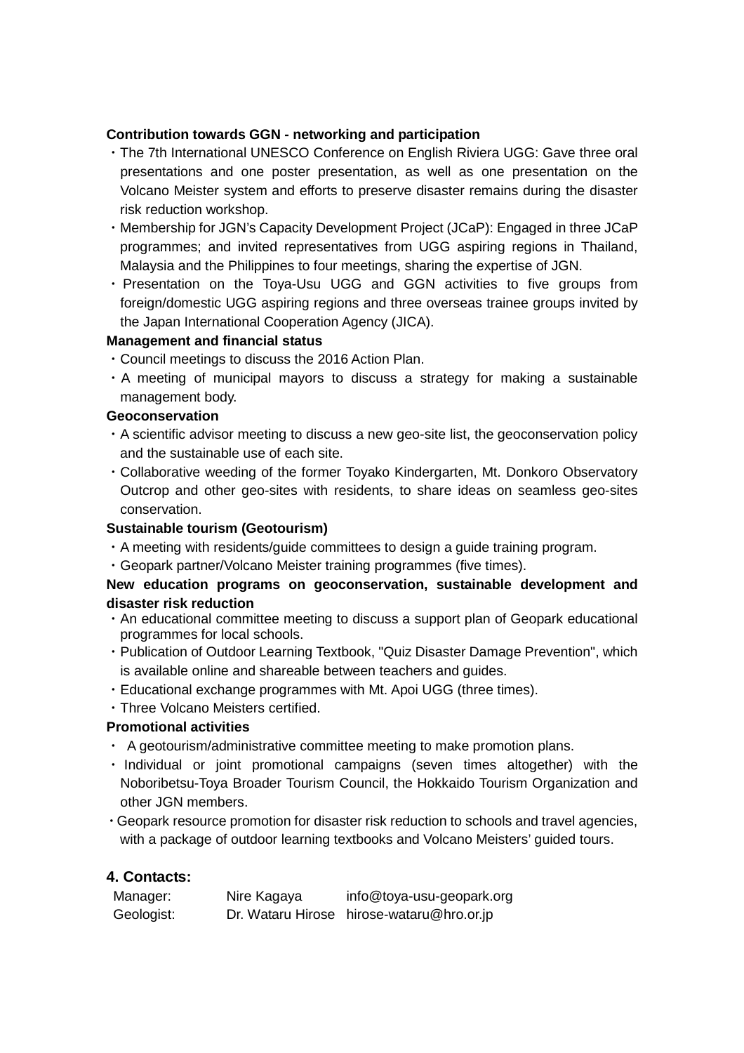**Contribution towards GGN - networking and participation**

- The 7th International UNESCO Conference on English Riviera UGG: Gave three oral presentations and one poster presentation, as well as one presentation on the Volcano Meister system and efforts to preserve disaster remains during the disaster risk reduction workshop.
- Membership for JGN's Capacity Development Project (JCaP): Engaged in three JCaP programmes; and invited representatives from UGG aspiring regions in Thailand, Malaysia and the Philippines to four meetings, sharing the expertise of JGN.
- Presentation on the Toya-Usu UGG and GGN activities to five groups from foreign/domestic UGG aspiring regions and three overseas trainee groups invited by the Japan International Cooperation Agency (JICA).

**Management and financial status**

- Council meetings to discuss the 2016 Action Plan.
- A meeting of municipal mayors to discuss a strategy for making a sustainable management body.

**Geoconservation**

- A scientific advisor meeting to discuss a new geo-site list, the geoconservation policy and the sustainable use of each site.
- Collaborative weeding of the former Toyako Kindergarten, Mt. Donkoro Observatory Outcrop and other geo-sites with residents, to share ideas on seamless geo-sites conservation.

**Sustainable tourism (Geotourism)**

- A meeting with residents/guide committees to design a guide training program.
- Geopark partner/Volcano Meister training programmes (five times).

**New education programs on geoconservation, sustainable development and disaster risk reduction**

- An educational committee meeting to discuss a support plan of Geopark educational programmes for local schools.
- Publication of Outdoor Learning Textbook, "Quiz Disaster Damage Prevention", which is available online and shareable between teachers and guides.
- Educational exchange programmes with Mt. Apoi UGG (three times).
- Three Volcano Meisters certified.

**Promotional activities**

- A geotourism/administrative committee meeting to make promotion plans.
- Individual or joint promotional campaigns (seven times altogether) with the Noboribetsu-Toya Broader Tourism Council, the Hokkaido Tourism Organization and other JGN members.
- Geopark resource promotion for disaster risk reduction to schools and travel agencies, with a package of outdoor learning textbooks and Volcano Meisters' guided tours.

## 4. Contacts:

| | | |
|---|---|---|
| Manager: | Nire Kagaya | info@toya-usu-geopark.org |
| Geologist: | Dr. Wataru Hirose | hirose-wataru@hro.or.jp |